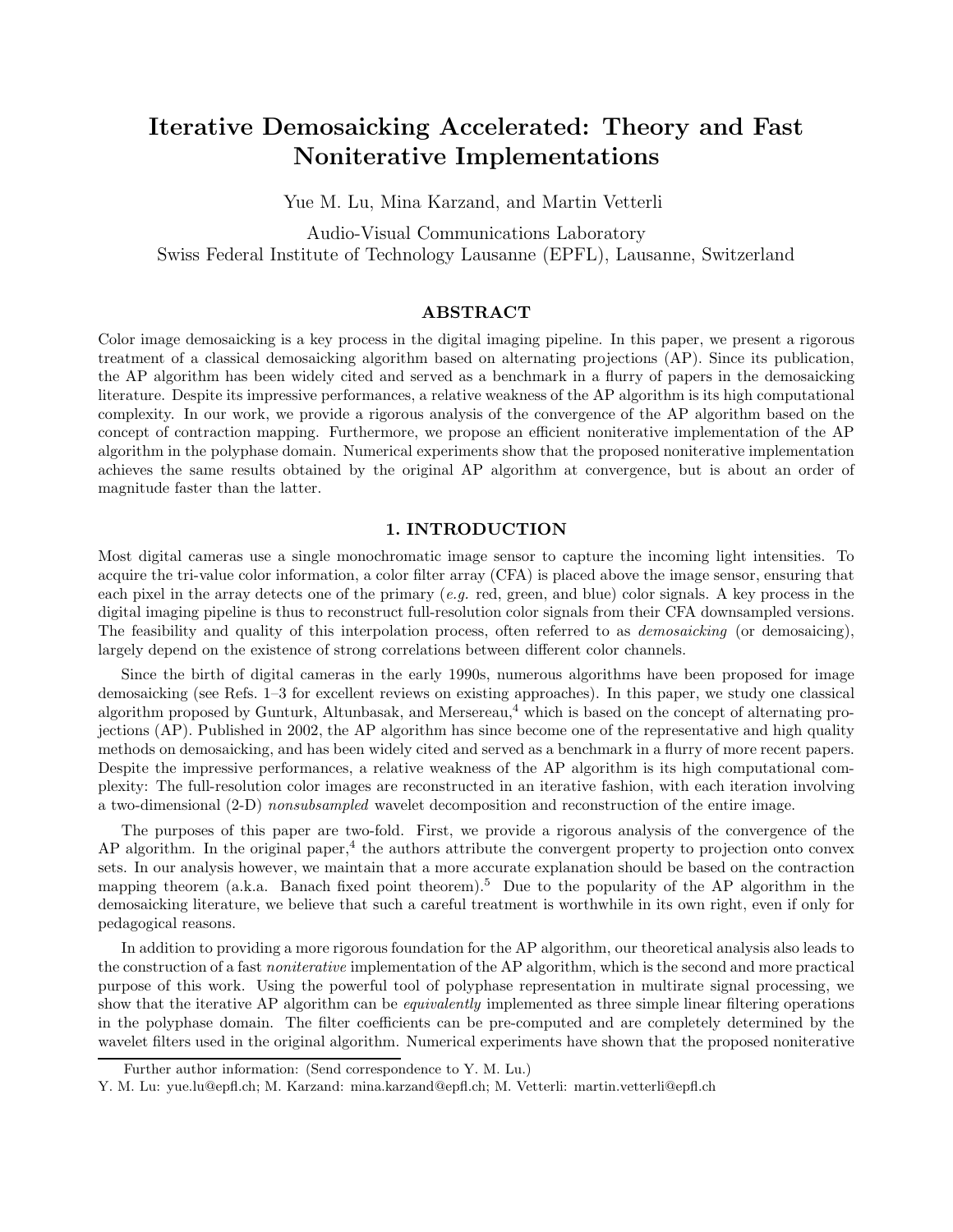# Iterative Demosaicking Accelerated: Theory and Fast Noniterative Implementations

Yue M. Lu, Mina Karzand, and Martin Vetterli

Audio-Visual Communications Laboratory
Swiss Federal Institute of Technology Lausanne (EPFL), Lausanne, Switzerland

## ABSTRACT

Color image demosaicking is a key process in the digital imaging pipeline. In this paper, we present a rigorous treatment of a classical demosaicking algorithm based on alternating projections (AP). Since its publication, the AP algorithm has been widely cited and served as a benchmark in a flurry of papers in the demosaicking literature. Despite its impressive performances, a relative weakness of the AP algorithm is its high computational complexity. In our work, we provide a rigorous analysis of the convergence of the AP algorithm based on the concept of contraction mapping. Furthermore, we propose an efficient noniterative implementation of the AP algorithm in the polyphase domain. Numerical experiments show that the proposed noniterative implementation achieves the same results obtained by the original AP algorithm at convergence, but is about an order of magnitude faster than the latter.

## 1. INTRODUCTION

Most digital cameras use a single monochromatic image sensor to capture the incoming light intensities. To acquire the tri-value color information, a color filter array (CFA) is placed above the image sensor, ensuring that each pixel in the array detects one of the primary (*e.g.* red, green, and blue) color signals. A key process in the digital imaging pipeline is thus to reconstruct full-resolution color signals from their CFA downsampled versions. The feasibility and quality of this interpolation process, often referred to as *demosaicking* (or demosaicing), largely depend on the existence of strong correlations between different color channels.

Since the birth of digital cameras in the early 1990s, numerous algorithms have been proposed for image demosaicking (see Refs. 1–3 for excellent reviews on existing approaches). In this paper, we study one classical algorithm proposed by Gunturk, Altunbasak, and Mersereau,[4] which is based on the concept of alternating projections (AP). Published in 2002, the AP algorithm has since become one of the representative and high quality methods on demosaicking, and has been widely cited and served as a benchmark in a flurry of more recent papers. Despite the impressive performances, a relative weakness of the AP algorithm is its high computational complexity: The full-resolution color images are reconstructed in an iterative fashion, with each iteration involving a two-dimensional (2-D) *nonsubsampled* wavelet decomposition and reconstruction of the entire image.

The purposes of this paper are two-fold. First, we provide a rigorous analysis of the convergence of the AP algorithm. In the original paper,[4] the authors attribute the convergent property to projection onto convex sets. In our analysis however, we maintain that a more accurate explanation should be based on the contraction mapping theorem (a.k.a. Banach fixed point theorem).[5] Due to the popularity of the AP algorithm in the demosaicking literature, we believe that such a careful treatment is worthwhile in its own right, even if only for pedagogical reasons.

In addition to providing a more rigorous foundation for the AP algorithm, our theoretical analysis also leads to the construction of a fast *noniterative* implementation of the AP algorithm, which is the second and more practical purpose of this work. Using the powerful tool of polyphase representation in multirate signal processing, we show that the iterative AP algorithm can be *equivalently* implemented as three simple linear filtering operations in the polyphase domain. The filter coefficients can be pre-computed and are completely determined by the wavelet filters used in the original algorithm. Numerical experiments have shown that the proposed noniterative

Further author information: (Send correspondence to Y. M. Lu.)
Y. M. Lu: yue.lu@epfl.ch; M. Karzand: mina.karzand@epfl.ch; M. Vetterli: martin.vetterli@epfl.ch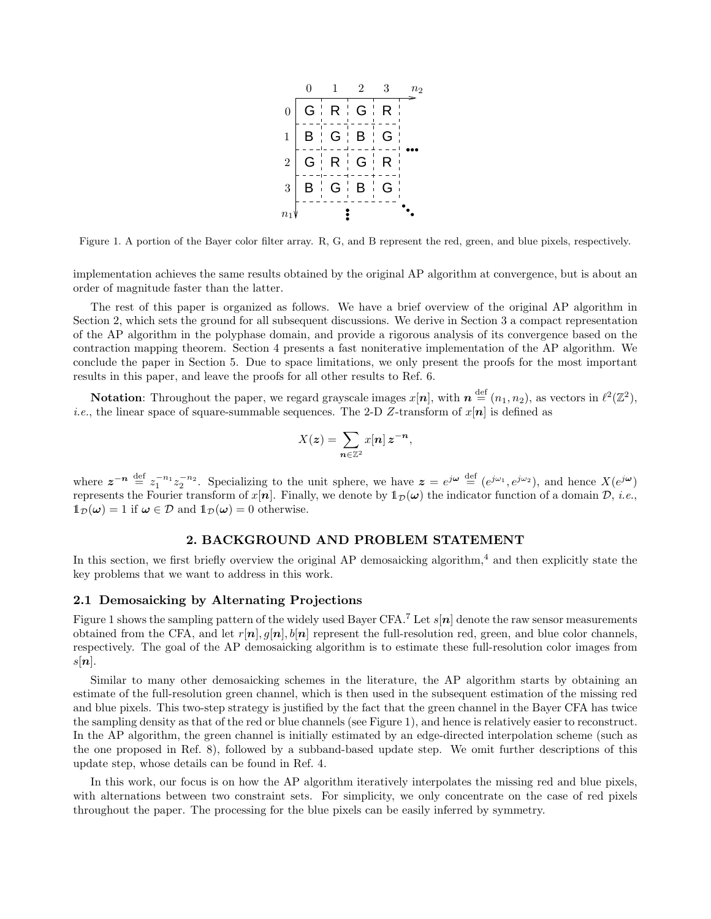|   | 0 | 1 | 2 | 3 |
|---|---|---|---|---|
| 0 | G | R | G | R |
| 1 | B | G | B | G |
| 2 | G | R | G | R |
| 3 | B | G | B | G |

Figure 1. A portion of the Bayer color filter array. R, G, and B represent the red, green, and blue pixels, respectively.

implementation achieves the same results obtained by the original AP algorithm at convergence, but is about an order of magnitude faster than the latter.

The rest of this paper is organized as follows. We have a brief overview of the original AP algorithm in Section 2, which sets the ground for all subsequent discussions. We derive in Section 3 a compact representation of the AP algorithm in the polyphase domain, and provide a rigorous analysis of its convergence based on the contraction mapping theorem. Section 4 presents a fast noniterative implementation of the AP algorithm. We conclude the paper in Section 5. Due to space limitations, we only present the proofs for the most important results in this paper, and leave the proofs for all other results to Ref. 6.

**Notation**: Throughout the paper, we regard grayscale images $x[\boldsymbol{n}]$, with $\boldsymbol{n} \stackrel{\text{def}}{=} (n_1, n_2)$, as vectors in $\ell^2(\mathbb{Z}^2)$, *i.e.*, the linear space of square-summable sequences. The 2-D $Z$-transform of $x[\boldsymbol{n}]$ is defined as

$$X(\boldsymbol{z}) = \sum_{\boldsymbol{n} \in \mathbb{Z}^2} x[\boldsymbol{n}]\, \boldsymbol{z}^{-\boldsymbol{n}},$$

where $\boldsymbol{z}^{-\boldsymbol{n}} \stackrel{\text{def}}{=} z_1^{-n_1} z_2^{-n_2}$. Specializing to the unit sphere, we have $\boldsymbol{z} = e^{j\boldsymbol{\omega}} \stackrel{\text{def}}{=} (e^{j\omega_1}, e^{j\omega_2})$, and hence $X(e^{j\boldsymbol{\omega}})$ represents the Fourier transform of $x[\boldsymbol{n}]$. Finally, we denote by $\mathbb{1}_{\mathcal{D}}(\boldsymbol{\omega})$ the indicator function of a domain $\mathcal{D}$, *i.e.*, $\mathbb{1}_{\mathcal{D}}(\boldsymbol{\omega}) = 1$ if $\boldsymbol{\omega} \in \mathcal{D}$ and $\mathbb{1}_{\mathcal{D}}(\boldsymbol{\omega}) = 0$ otherwise.

## 2. BACKGROUND AND PROBLEM STATEMENT

In this section, we first briefly overview the original AP demosaicking algorithm,[4] and then explicitly state the key problems that we want to address in this work.

### 2.1 Demosaicking by Alternating Projections

Figure 1 shows the sampling pattern of the widely used Bayer CFA.[7] Let $s[\boldsymbol{n}]$ denote the raw sensor measurements obtained from the CFA, and let $r[\boldsymbol{n}], g[\boldsymbol{n}], b[\boldsymbol{n}]$ represent the full-resolution red, green, and blue color channels, respectively. The goal of the AP demosaicking algorithm is to estimate these full-resolution color images from $s[\boldsymbol{n}]$.

Similar to many other demosaicking schemes in the literature, the AP algorithm starts by obtaining an estimate of the full-resolution green channel, which is then used in the subsequent estimation of the missing red and blue pixels. This two-step strategy is justified by the fact that the green channel in the Bayer CFA has twice the sampling density as that of the red or blue channels (see Figure 1), and hence is relatively easier to reconstruct. In the AP algorithm, the green channel is initially estimated by an edge-directed interpolation scheme (such as the one proposed in Ref. 8), followed by a subband-based update step. We omit further descriptions of this update step, whose details can be found in Ref. 4.

In this work, our focus is on how the AP algorithm iteratively interpolates the missing red and blue pixels, with alternations between two constraint sets. For simplicity, we only concentrate on the case of red pixels throughout the paper. The processing for the blue pixels can be easily inferred by symmetry.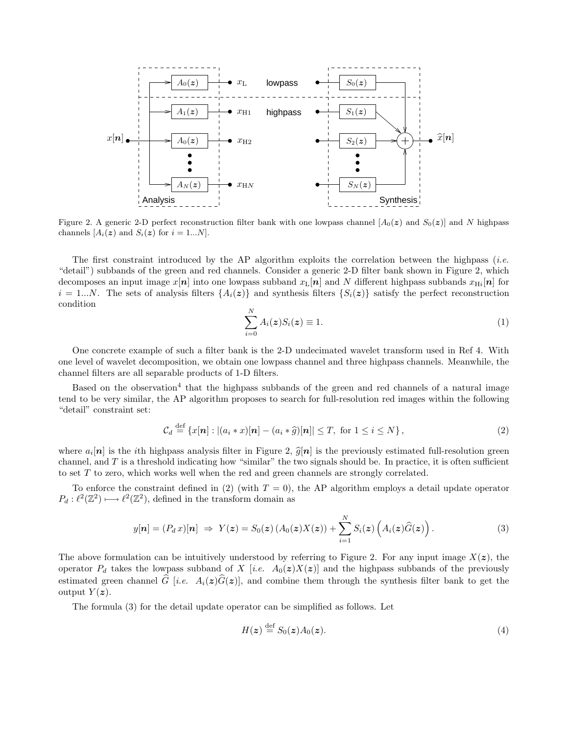Figure 2. A generic 2-D perfect reconstruction filter bank with one lowpass channel [$A_0(\boldsymbol{z})$ and $S_0(\boldsymbol{z})$] and $N$ highpass channels [$A_i(\boldsymbol{z})$ and $S_i(\boldsymbol{z})$ for $i = 1...N$].

The first constraint introduced by the AP algorithm exploits the correlation between the highpass (*i.e.* "detail") subbands of the green and red channels. Consider a generic 2-D filter bank shown in Figure 2, which decomposes an input image $x[\boldsymbol{n}]$ into one lowpass subband $x_{\mathrm{L}}[\boldsymbol{n}]$ and $N$ different highpass subbands $x_{\mathrm{H}i}[\boldsymbol{n}]$ for $i = 1...N$. The sets of analysis filters $\{A_i(\boldsymbol{z})\}$ and synthesis filters $\{S_i(\boldsymbol{z})\}$ satisfy the perfect reconstruction condition

$$\sum_{i=0}^{N} A_i(\boldsymbol{z}) S_i(\boldsymbol{z}) \equiv 1. \tag{1}$$

One concrete example of such a filter bank is the 2-D undecimated wavelet transform used in Ref 4. With one level of wavelet decomposition, we obtain one lowpass channel and three highpass channels. Meanwhile, the channel filters are all separable products of 1-D filters.

Based on the observation[4] that the highpass subbands of the green and red channels of a natural image tend to be very similar, the AP algorithm proposes to search for full-resolution red images within the following "detail" constraint set:

$$\mathcal{C}_d \stackrel{\text{def}}{=} \{x[\boldsymbol{n}] : |(a_i * x)[\boldsymbol{n}] - (a_i * \widehat{g})[\boldsymbol{n}]| \leq T, \text{ for } 1 \leq i \leq N\}, \tag{2}$$

where $a_i[\boldsymbol{n}]$ is the $i$th highpass analysis filter in Figure 2, $\widehat{g}[\boldsymbol{n}]$ is the previously estimated full-resolution green channel, and $T$ is a threshold indicating how "similar" the two signals should be. In practice, it is often sufficient to set $T$ to zero, which works well when the red and green channels are strongly correlated.

To enforce the constraint defined in (2) (with $T = 0$), the AP algorithm employs a detail update operator $P_d : \ell^2(\mathbb{Z}^2) \longmapsto \ell^2(\mathbb{Z}^2)$, defined in the transform domain as

$$y[\boldsymbol{n}] = (P_d\, x)[\boldsymbol{n}] \;\Rightarrow\; Y(\boldsymbol{z}) = S_0(\boldsymbol{z})\left(A_0(\boldsymbol{z}) X(\boldsymbol{z})\right) + \sum_{i=1}^{N} S_i(\boldsymbol{z}) \left(A_i(\boldsymbol{z}) \widehat{G}(\boldsymbol{z})\right). \tag{3}$$

The above formulation can be intuitively understood by referring to Figure 2. For any input image $X(\boldsymbol{z})$, the operator $P_d$ takes the lowpass subband of $X$ [*i.e.* $A_0(\boldsymbol{z})X(\boldsymbol{z})$] and the highpass subbands of the previously estimated green channel $\widehat{G}$ [*i.e.* $A_i(\boldsymbol{z})\widehat{G}(\boldsymbol{z})$], and combine them through the synthesis filter bank to get the output $Y(\boldsymbol{z})$.

The formula (3) for the detail update operator can be simplified as follows. Let

$$H(\boldsymbol{z}) \stackrel{\text{def}}{=} S_0(\boldsymbol{z}) A_0(\boldsymbol{z}). \tag{4}$$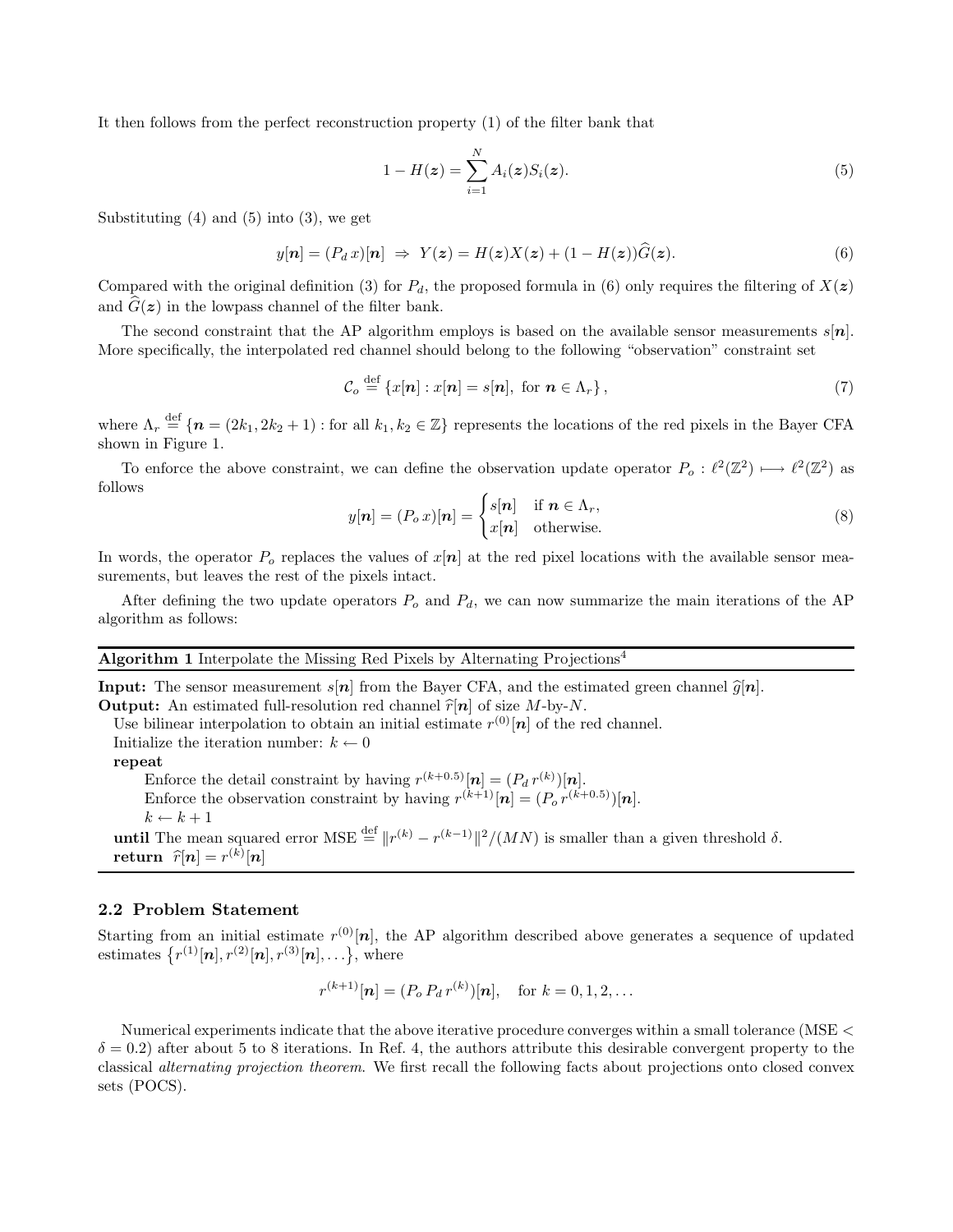It then follows from the perfect reconstruction property (1) of the filter bank that

$$1 - H(\boldsymbol{z}) = \sum_{i=1}^{N} A_i(\boldsymbol{z}) S_i(\boldsymbol{z}). \tag{5}$$

Substituting (4) and (5) into (3), we get

$$y[\boldsymbol{n}] = (P_d\, x)[\boldsymbol{n}] \;\Rightarrow\; Y(\boldsymbol{z}) = H(\boldsymbol{z}) X(\boldsymbol{z}) + (1 - H(\boldsymbol{z})) \widehat{G}(\boldsymbol{z}). \tag{6}$$

Compared with the original definition (3) for $P_d$, the proposed formula in (6) only requires the filtering of $X(\boldsymbol{z})$ and $\widehat{G}(\boldsymbol{z})$ in the lowpass channel of the filter bank.

The second constraint that the AP algorithm employs is based on the available sensor measurements $s[\boldsymbol{n}]$. More specifically, the interpolated red channel should belong to the following "observation" constraint set

$$\mathcal{C}_o \stackrel{\text{def}}{=} \left\{ x[\boldsymbol{n}] : x[\boldsymbol{n}] = s[\boldsymbol{n}], \text{ for } \boldsymbol{n} \in \Lambda_r \right\}, \tag{7}$$

where $\Lambda_r \stackrel{\text{def}}{=} \{\boldsymbol{n} = (2k_1, 2k_2 + 1) : \text{for all } k_1, k_2 \in \mathbb{Z}\}$ represents the locations of the red pixels in the Bayer CFA shown in Figure 1.

To enforce the above constraint, we can define the observation update operator $P_o : \ell^2(\mathbb{Z}^2) \longmapsto \ell^2(\mathbb{Z}^2)$ as follows

$$y[\boldsymbol{n}] = (P_o\, x)[\boldsymbol{n}] = \begin{cases} s[\boldsymbol{n}] & \text{if } \boldsymbol{n} \in \Lambda_r, \\ x[\boldsymbol{n}] & \text{otherwise.} \end{cases} \tag{8}$$

In words, the operator $P_o$ replaces the values of $x[\boldsymbol{n}]$ at the red pixel locations with the available sensor measurements, but leaves the rest of the pixels intact.

After defining the two update operators $P_o$ and $P_d$, we can now summarize the main iterations of the AP algorithm as follows:

---

**Algorithm 1** Interpolate the Missing Red Pixels by Alternating Projections[4]

---

**Input:** The sensor measurement $s[\boldsymbol{n}]$ from the Bayer CFA, and the estimated green channel $\widehat{g}[\boldsymbol{n}]$.
**Output:** An estimated full-resolution red channel $\widehat{r}[\boldsymbol{n}]$ of size $M$-by-$N$.
Use bilinear interpolation to obtain an initial estimate $r^{(0)}[\boldsymbol{n}]$ of the red channel.
Initialize the iteration number: $k \leftarrow 0$
**repeat**
  Enforce the detail constraint by having $r^{(k+0.5)}[\boldsymbol{n}] = (P_d\, r^{(k)})[\boldsymbol{n}]$.
  Enforce the observation constraint by having $r^{(k+1)}[\boldsymbol{n}] = (P_o\, r^{(k+0.5)})[\boldsymbol{n}]$.
  $k \leftarrow k + 1$
**until** The mean squared error $\text{MSE} \stackrel{\text{def}}{=} \|r^{(k)} - r^{(k-1)}\|^2/(MN)$ is smaller than a given threshold $\delta$.
**return** $\widehat{r}[\boldsymbol{n}] = r^{(k)}[\boldsymbol{n}]$

---

## 2.2 Problem Statement

Starting from an initial estimate $r^{(0)}[\boldsymbol{n}]$, the AP algorithm described above generates a sequence of updated estimates $\left\{r^{(1)}[\boldsymbol{n}], r^{(2)}[\boldsymbol{n}], r^{(3)}[\boldsymbol{n}], \ldots\right\}$, where

$$r^{(k+1)}[\boldsymbol{n}] = (P_o\, P_d\, r^{(k)})[\boldsymbol{n}], \quad \text{for } k = 0, 1, 2, \ldots$$

Numerical experiments indicate that the above iterative procedure converges within a small tolerance (MSE $< \delta = 0.2$) after about 5 to 8 iterations. In Ref. 4, the authors attribute this desirable convergent property to the classical *alternating projection theorem*. We first recall the following facts about projections onto closed convex sets (POCS).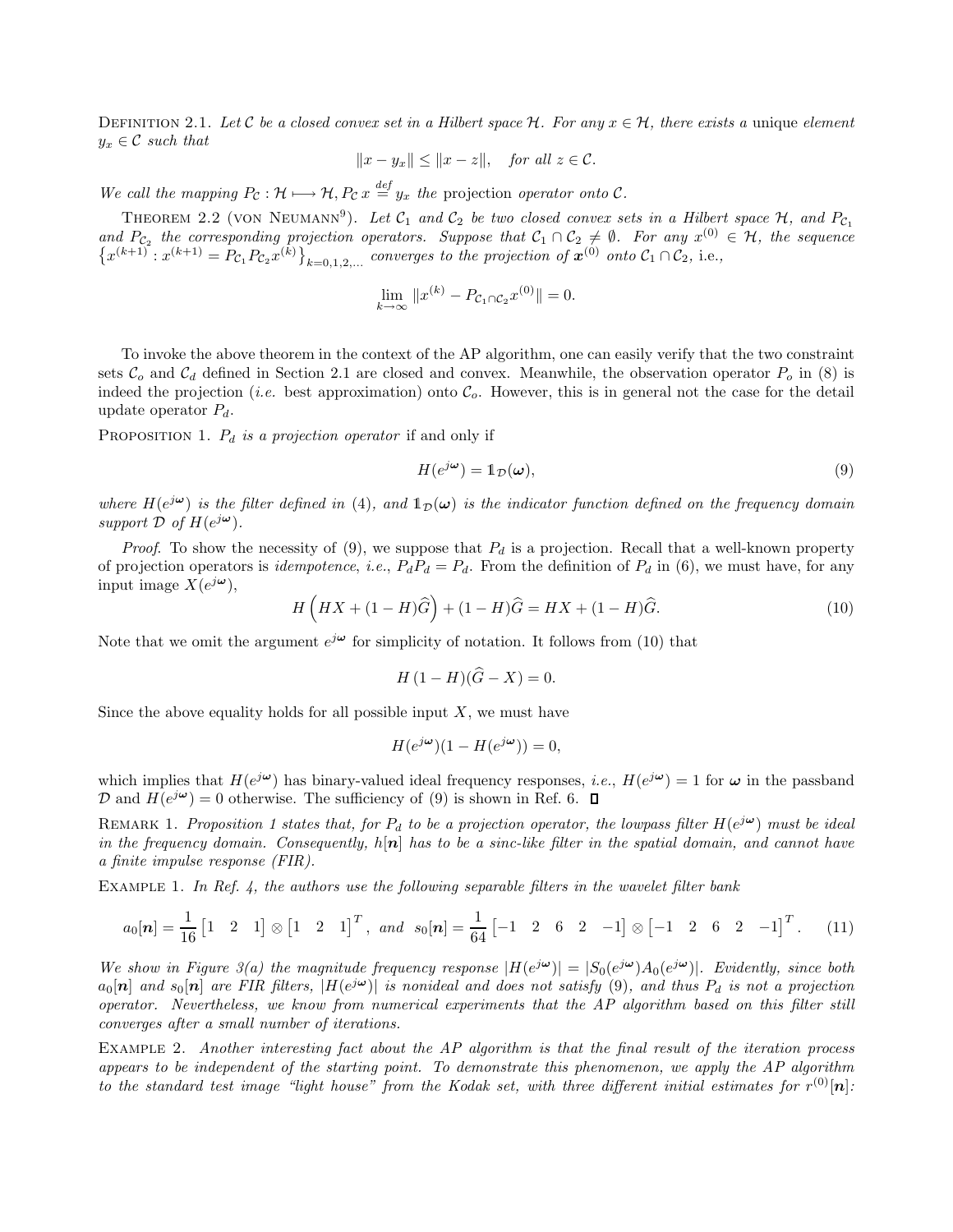Definition 2.1. *Let $\mathcal{C}$ be a closed convex set in a Hilbert space $\mathcal{H}$. For any $x \in \mathcal{H}$, there exists a* unique *element $y_x \in \mathcal{C}$ such that*

$$\|x - y_x\| \leq \|x - z\|, \quad \text{for all } z \in \mathcal{C}.$$

*We call the mapping $P_\mathcal{C} : \mathcal{H} \longmapsto \mathcal{H}, P_\mathcal{C}\, x \stackrel{def}{=} y_x$ the* projection *operator onto $\mathcal{C}$.*

Theorem 2.2 (von Neumann[9]). *Let $\mathcal{C}_1$ and $\mathcal{C}_2$ be two closed convex sets in a Hilbert space $\mathcal{H}$, and $P_{\mathcal{C}_1}$ and $P_{\mathcal{C}_2}$ the corresponding projection operators. Suppose that $\mathcal{C}_1 \cap \mathcal{C}_2 \neq \emptyset$. For any $x^{(0)} \in \mathcal{H}$, the sequence $\left\{x^{(k+1)} : x^{(k+1)} = P_{\mathcal{C}_1} P_{\mathcal{C}_2} x^{(k)}\right\}_{k=0,1,2,\ldots}$ converges to the projection of $\boldsymbol{x}^{(0)}$ onto $\mathcal{C}_1 \cap \mathcal{C}_2$,* i.e.,

$$\lim_{k \to \infty} \|x^{(k)} - P_{\mathcal{C}_1 \cap \mathcal{C}_2} x^{(0)}\| = 0.$$

To invoke the above theorem in the context of the AP algorithm, one can easily verify that the two constraint sets $\mathcal{C}_o$ and $\mathcal{C}_d$ defined in Section 2.1 are closed and convex. Meanwhile, the observation operator $P_o$ in (8) is indeed the projection (*i.e.* best approximation) onto $\mathcal{C}_o$. However, this is in general not the case for the detail update operator $P_d$.

Proposition 1. *$P_d$ is a projection operator* if and only if

$$H(e^{j\boldsymbol{\omega}}) = \mathbb{1}_\mathcal{D}(\boldsymbol{\omega}), \tag{9}$$

*where $H(e^{j\boldsymbol{\omega}})$ is the filter defined in (4), and $\mathbb{1}_\mathcal{D}(\boldsymbol{\omega})$ is the indicator function defined on the frequency domain support $\mathcal{D}$ of $H(e^{j\boldsymbol{\omega}})$.*

*Proof.* To show the necessity of (9), we suppose that $P_d$ is a projection. Recall that a well-known property of projection operators is *idempotence*, *i.e.*, $P_d P_d = P_d$. From the definition of $P_d$ in (6), we must have, for any input image $X(e^{j\boldsymbol{\omega}})$,

$$H\left(HX + (1-H)\widehat{G}\right) + (1-H)\widehat{G} = HX + (1-H)\widehat{G}. \tag{10}$$

Note that we omit the argument $e^{j\boldsymbol{\omega}}$ for simplicity of notation. It follows from (10) that

$$H\,(1-H)(\widehat{G} - X) = 0.$$

Since the above equality holds for all possible input $X$, we must have

$$H(e^{j\boldsymbol{\omega}})(1 - H(e^{j\boldsymbol{\omega}})) = 0,$$

which implies that $H(e^{j\boldsymbol{\omega}})$ has binary-valued ideal frequency responses, *i.e.*, $H(e^{j\boldsymbol{\omega}}) = 1$ for $\boldsymbol{\omega}$ in the passband $\mathcal{D}$ and $H(e^{j\boldsymbol{\omega}}) = 0$ otherwise. The sufficiency of (9) is shown in Ref. 6. ◻

Remark 1. *Proposition 1 states that, for $P_d$ to be a projection operator, the lowpass filter $H(e^{j\boldsymbol{\omega}})$ must be ideal in the frequency domain. Consequently, $h[\boldsymbol{n}]$ has to be a sinc-like filter in the spatial domain, and cannot have a finite impulse response (FIR).*

Example 1. *In Ref. 4, the authors use the following separable filters in the wavelet filter bank*

$$a_0[\boldsymbol{n}] = \frac{1}{16}\begin{bmatrix}1 & 2 & 1\end{bmatrix} \otimes \begin{bmatrix}1 & 2 & 1\end{bmatrix}^T, \text{ and } s_0[\boldsymbol{n}] = \frac{1}{64}\begin{bmatrix}-1 & 2 & 6 & 2 & -1\end{bmatrix} \otimes \begin{bmatrix}-1 & 2 & 6 & 2 & -1\end{bmatrix}^T. \tag{11}$$

*We show in Figure 3(a) the magnitude frequency response $|H(e^{j\boldsymbol{\omega}})| = |S_0(e^{j\boldsymbol{\omega}})A_0(e^{j\boldsymbol{\omega}})|$. Evidently, since both $a_0[\boldsymbol{n}]$ and $s_0[\boldsymbol{n}]$ are FIR filters, $|H(e^{j\boldsymbol{\omega}})|$ is nonideal and does not satisfy (9), and thus $P_d$ is not a projection operator. Nevertheless, we know from numerical experiments that the AP algorithm based on this filter still converges after a small number of iterations.*

Example 2. *Another interesting fact about the AP algorithm is that the final result of the iteration process appears to be independent of the starting point. To demonstrate this phenomenon, we apply the AP algorithm to the standard test image "light house" from the Kodak set, with three different initial estimates for $r^{(0)}[\boldsymbol{n}]$:*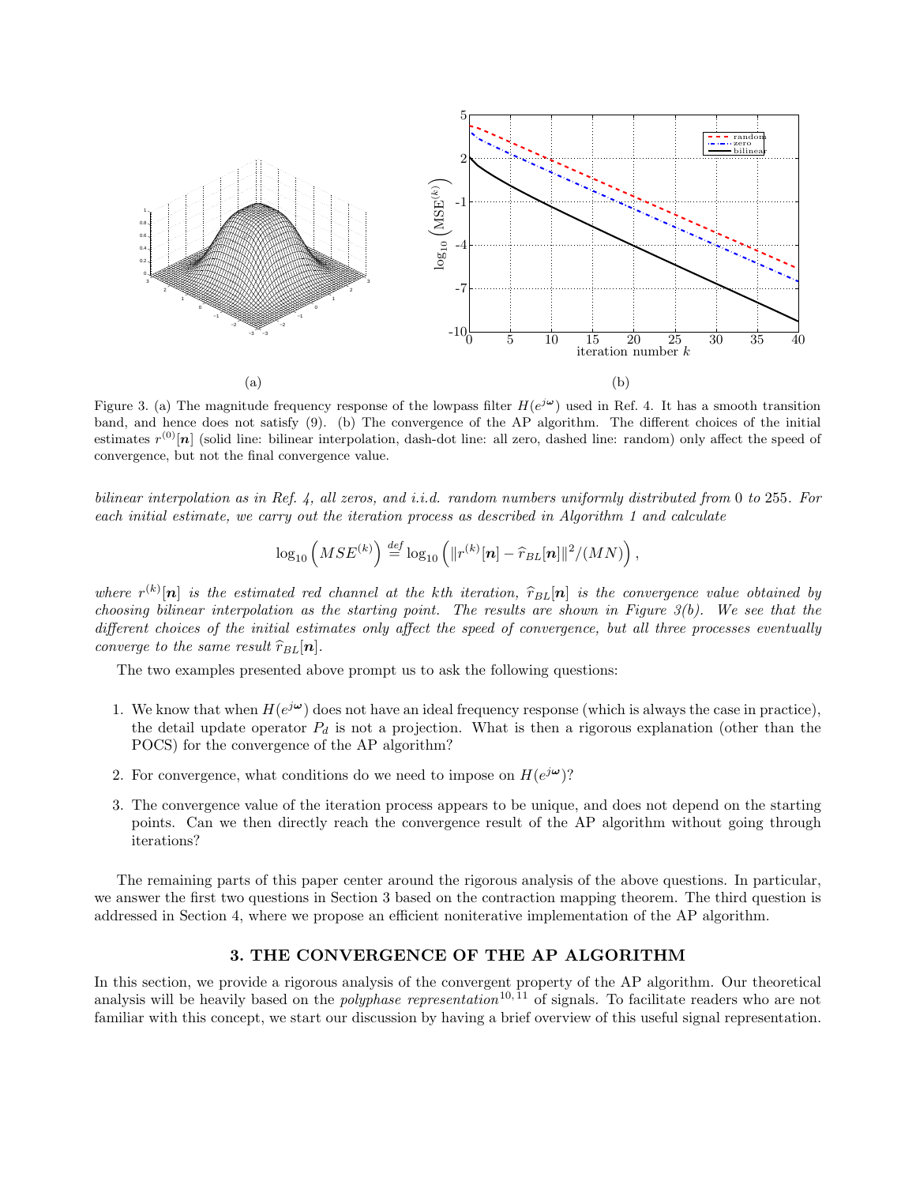Figure 3. (a) The magnitude frequency response of the lowpass filter $H(e^{j\boldsymbol{\omega}})$ used in Ref. 4. It has a smooth transition band, and hence does not satisfy (9). (b) The convergence of the AP algorithm. The different choices of the initial estimates $r^{(0)}[\boldsymbol{n}]$ (solid line: bilinear interpolation, dash-dot line: all zero, dashed line: random) only affect the speed of convergence, but not the final convergence value.

*bilinear interpolation as in Ref. 4, all zeros, and i.i.d. random numbers uniformly distributed from* 0 *to* 255*. For each initial estimate, we carry out the iteration process as described in Algorithm 1 and calculate*

$$\log_{10}\left(MSE^{(k)}\right) \stackrel{def}{=} \log_{10}\left(\|r^{(k)}[\boldsymbol{n}] - \widehat{r}_{BL}[\boldsymbol{n}]\|^2/(MN)\right),$$

*where $r^{(k)}[\boldsymbol{n}]$ is the estimated red channel at the kth iteration, $\widehat{r}_{BL}[\boldsymbol{n}]$ is the convergence value obtained by choosing bilinear interpolation as the starting point. The results are shown in Figure 3(b). We see that the different choices of the initial estimates only affect the speed of convergence, but all three processes eventually converge to the same result $\widehat{r}_{BL}[\boldsymbol{n}]$.*

The two examples presented above prompt us to ask the following questions:

1. We know that when $H(e^{j\boldsymbol{\omega}})$ does not have an ideal frequency response (which is always the case in practice), the detail update operator $P_d$ is not a projection. What is then a rigorous explanation (other than the POCS) for the convergence of the AP algorithm?
2. For convergence, what conditions do we need to impose on $H(e^{j\boldsymbol{\omega}})$?
3. The convergence value of the iteration process appears to be unique, and does not depend on the starting points. Can we then directly reach the convergence result of the AP algorithm without going through iterations?

The remaining parts of this paper center around the rigorous analysis of the above questions. In particular, we answer the first two questions in Section 3 based on the contraction mapping theorem. The third question is addressed in Section 4, where we propose an efficient noniterative implementation of the AP algorithm.

## 3. THE CONVERGENCE OF THE AP ALGORITHM

In this section, we provide a rigorous analysis of the convergent property of the AP algorithm. Our theoretical analysis will be heavily based on the *polyphase representation*[10,11] of signals. To facilitate readers who are not familiar with this concept, we start our discussion by having a brief overview of this useful signal representation.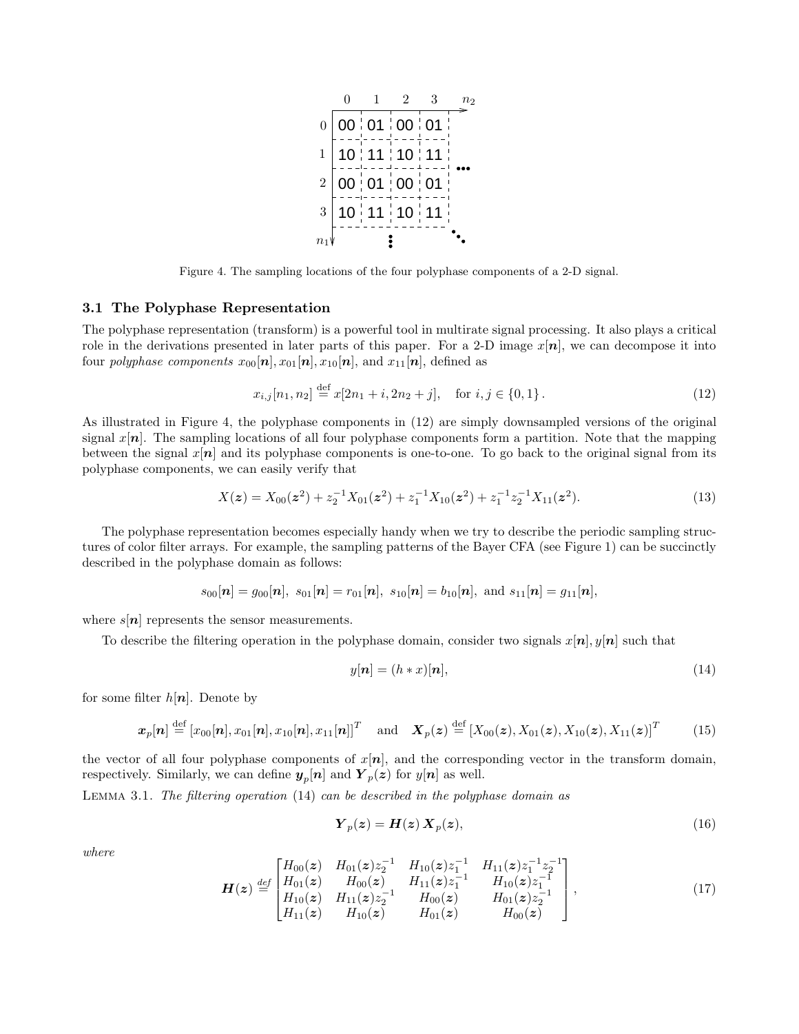|  | 0 | 1 | 2 | 3 | $n_2$ |
|---|---|---|---|---|---|
| 0 | 00 | 01 | 00 | 01 |  |
| 1 | 10 | 11 | 10 | 11 | ⋯ |
| 2 | 00 | 01 | 00 | 01 |  |
| 3 | 10 | 11 | 10 | 11 |  |
| $n_1$ |  | ⋮ |  |  | ⋱ |

Figure 4. The sampling locations of the four polyphase components of a 2-D signal.

### 3.1 The Polyphase Representation

The polyphase representation (transform) is a powerful tool in multirate signal processing. It also plays a critical role in the derivations presented in later parts of this paper. For a 2-D image $x[\boldsymbol{n}]$, we can decompose it into four *polyphase components* $x_{00}[\boldsymbol{n}], x_{01}[\boldsymbol{n}], x_{10}[\boldsymbol{n}]$, and $x_{11}[\boldsymbol{n}]$, defined as

$$x_{i,j}[n_1, n_2] \stackrel{\text{def}}{=} x[2n_1 + i, 2n_2 + j], \quad \text{for } i, j \in \{0, 1\}. \tag{12}$$

As illustrated in Figure 4, the polyphase components in (12) are simply downsampled versions of the original signal $x[\boldsymbol{n}]$. The sampling locations of all four polyphase components form a partition. Note that the mapping between the signal $x[\boldsymbol{n}]$ and its polyphase components is one-to-one. To go back to the original signal from its polyphase components, we can easily verify that

$$X(\boldsymbol{z}) = X_{00}(\boldsymbol{z}^2) + z_2^{-1} X_{01}(\boldsymbol{z}^2) + z_1^{-1} X_{10}(\boldsymbol{z}^2) + z_1^{-1} z_2^{-1} X_{11}(\boldsymbol{z}^2). \tag{13}$$

The polyphase representation becomes especially handy when we try to describe the periodic sampling structures of color filter arrays. For example, the sampling patterns of the Bayer CFA (see Figure 1) can be succinctly described in the polyphase domain as follows:

$$s_{00}[\boldsymbol{n}] = g_{00}[\boldsymbol{n}], \; s_{01}[\boldsymbol{n}] = r_{01}[\boldsymbol{n}], \; s_{10}[\boldsymbol{n}] = b_{10}[\boldsymbol{n}], \text{ and } s_{11}[\boldsymbol{n}] = g_{11}[\boldsymbol{n}],$$

where $s[\boldsymbol{n}]$ represents the sensor measurements.

To describe the filtering operation in the polyphase domain, consider two signals $x[\boldsymbol{n}], y[\boldsymbol{n}]$ such that

$$y[\boldsymbol{n}] = (h * x)[\boldsymbol{n}], \tag{14}$$

for some filter $h[\boldsymbol{n}]$. Denote by

$$\boldsymbol{x}_p[\boldsymbol{n}] \stackrel{\text{def}}{=} [x_{00}[\boldsymbol{n}], x_{01}[\boldsymbol{n}], x_{10}[\boldsymbol{n}], x_{11}[\boldsymbol{n}]]^T \quad \text{and} \quad \boldsymbol{X}_p(\boldsymbol{z}) \stackrel{\text{def}}{=} [X_{00}(\boldsymbol{z}), X_{01}(\boldsymbol{z}), X_{10}(\boldsymbol{z}), X_{11}(\boldsymbol{z})]^T \tag{15}$$

the vector of all four polyphase components of $x[\boldsymbol{n}]$, and the corresponding vector in the transform domain, respectively. Similarly, we can define $\boldsymbol{y}_p[\boldsymbol{n}]$ and $\boldsymbol{Y}_p(\boldsymbol{z})$ for $y[\boldsymbol{n}]$ as well.

Lemma 3.1. *The filtering operation* (14) *can be described in the polyphase domain as*

$$\boldsymbol{Y}_p(\boldsymbol{z}) = \boldsymbol{H}(\boldsymbol{z}) \, \boldsymbol{X}_p(\boldsymbol{z}), \tag{16}$$

*where*

$$\boldsymbol{H}(\boldsymbol{z}) \stackrel{\text{def}}{=} \begin{bmatrix} H_{00}(\boldsymbol{z}) & H_{01}(\boldsymbol{z}) z_2^{-1} & H_{10}(\boldsymbol{z}) z_1^{-1} & H_{11}(\boldsymbol{z}) z_1^{-1} z_2^{-1} \\ H_{01}(\boldsymbol{z}) & H_{00}(\boldsymbol{z}) & H_{11}(\boldsymbol{z}) z_1^{-1} & H_{10}(\boldsymbol{z}) z_1^{-1} \\ H_{10}(\boldsymbol{z}) & H_{11}(\boldsymbol{z}) z_2^{-1} & H_{00}(\boldsymbol{z}) & H_{01}(\boldsymbol{z}) z_2^{-1} \\ H_{11}(\boldsymbol{z}) & H_{10}(\boldsymbol{z}) & H_{01}(\boldsymbol{z}) & H_{00}(\boldsymbol{z}) \end{bmatrix}, \tag{17}$$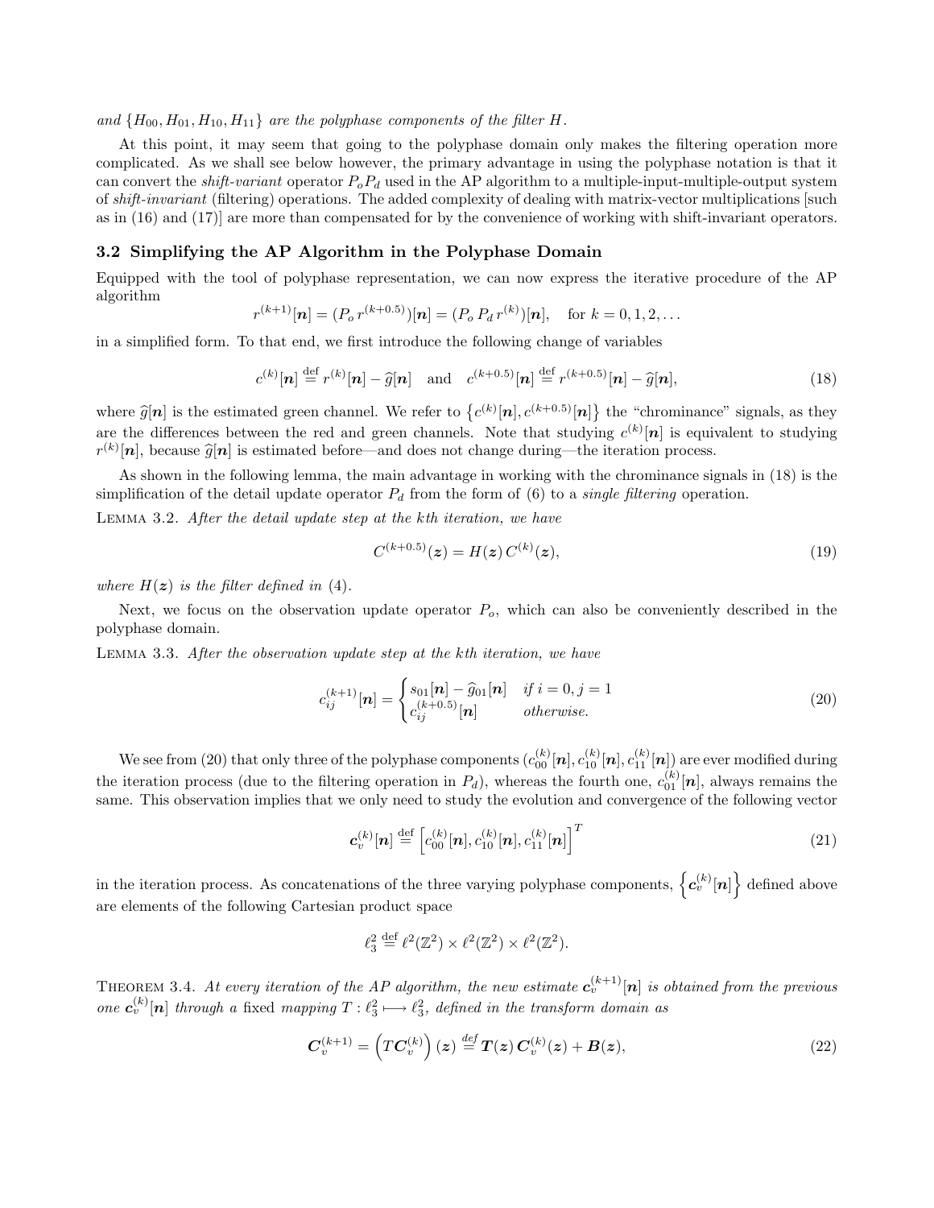*and* $\{H_{00}, H_{01}, H_{10}, H_{11}\}$ *are the polyphase components of the filter* $H$.

At this point, it may seem that going to the polyphase domain only makes the filtering operation more complicated. As we shall see below however, the primary advantage in using the polyphase notation is that it can convert the *shift-variant* operator $P_o P_d$ used in the AP algorithm to a multiple-input-multiple-output system of *shift-invariant* (filtering) operations. The added complexity of dealing with matrix-vector multiplications [such as in (16) and (17)] are more than compensated for by the convenience of working with shift-invariant operators.

### 3.2 Simplifying the AP Algorithm in the Polyphase Domain

Equipped with the tool of polyphase representation, we can now express the iterative procedure of the AP algorithm

$$r^{(k+1)}[\boldsymbol{n}] = (P_o\, r^{(k+0.5)})[\boldsymbol{n}] = (P_o\, P_d\, r^{(k)})[\boldsymbol{n}], \quad \text{for } k = 0, 1, 2, \ldots$$

in a simplified form. To that end, we first introduce the following change of variables

$$c^{(k)}[\boldsymbol{n}] \stackrel{\text{def}}{=} r^{(k)}[\boldsymbol{n}] - \widehat{g}[\boldsymbol{n}] \quad \text{and} \quad c^{(k+0.5)}[\boldsymbol{n}] \stackrel{\text{def}}{=} r^{(k+0.5)}[\boldsymbol{n}] - \widehat{g}[\boldsymbol{n}], \tag{18}$$

where $\widehat{g}[\boldsymbol{n}]$ is the estimated green channel. We refer to $\left\{c^{(k)}[\boldsymbol{n}], c^{(k+0.5)}[\boldsymbol{n}]\right\}$ the "chrominance" signals, as they are the differences between the red and green channels. Note that studying $c^{(k)}[\boldsymbol{n}]$ is equivalent to studying $r^{(k)}[\boldsymbol{n}]$, because $\widehat{g}[\boldsymbol{n}]$ is estimated before—and does not change during—the iteration process.

As shown in the following lemma, the main advantage in working with the chrominance signals in (18) is the simplification of the detail update operator $P_d$ from the form of (6) to a *single filtering* operation.

LEMMA 3.2. *After the detail update step at the kth iteration, we have*

$$C^{(k+0.5)}(\boldsymbol{z}) = H(\boldsymbol{z})\, C^{(k)}(\boldsymbol{z}), \tag{19}$$

*where* $H(\boldsymbol{z})$ *is the filter defined in* (4).

Next, we focus on the observation update operator $P_o$, which can also be conveniently described in the polyphase domain.

LEMMA 3.3. *After the observation update step at the kth iteration, we have*

$$c_{ij}^{(k+1)}[\boldsymbol{n}] = \begin{cases} s_{01}[\boldsymbol{n}] - \widehat{g}_{01}[\boldsymbol{n}] & \text{if } i = 0, j = 1 \\ c_{ij}^{(k+0.5)}[\boldsymbol{n}] & \text{otherwise.} \end{cases} \tag{20}$$

We see from (20) that only three of the polyphase components ($c_{00}^{(k)}[\boldsymbol{n}], c_{10}^{(k)}[\boldsymbol{n}], c_{11}^{(k)}[\boldsymbol{n}]$) are ever modified during the iteration process (due to the filtering operation in $P_d$), whereas the fourth one, $c_{01}^{(k)}[\boldsymbol{n}]$, always remains the same. This observation implies that we only need to study the evolution and convergence of the following vector

$$\boldsymbol{c}_v^{(k)}[\boldsymbol{n}] \stackrel{\text{def}}{=} \left[c_{00}^{(k)}[\boldsymbol{n}], c_{10}^{(k)}[\boldsymbol{n}], c_{11}^{(k)}[\boldsymbol{n}]\right]^T \tag{21}$$

in the iteration process. As concatenations of the three varying polyphase components, $\left\{\boldsymbol{c}_v^{(k)}[\boldsymbol{n}]\right\}$ defined above are elements of the following Cartesian product space

$$\ell_3^2 \stackrel{\text{def}}{=} \ell^2(\mathbb{Z}^2) \times \ell^2(\mathbb{Z}^2) \times \ell^2(\mathbb{Z}^2).$$

THEOREM 3.4. *At every iteration of the AP algorithm, the new estimate* $\boldsymbol{c}_v^{(k+1)}[\boldsymbol{n}]$ *is obtained from the previous one* $\boldsymbol{c}_v^{(k)}[\boldsymbol{n}]$ *through a fixed mapping* $T : \ell_3^2 \longmapsto \ell_3^2$, *defined in the transform domain as*

$$\boldsymbol{C}_v^{(k+1)} = \left(T\boldsymbol{C}_v^{(k)}\right)(\boldsymbol{z}) \stackrel{def}{=} \boldsymbol{T}(\boldsymbol{z})\, \boldsymbol{C}_v^{(k)}(\boldsymbol{z}) + \boldsymbol{B}(\boldsymbol{z}), \tag{22}$$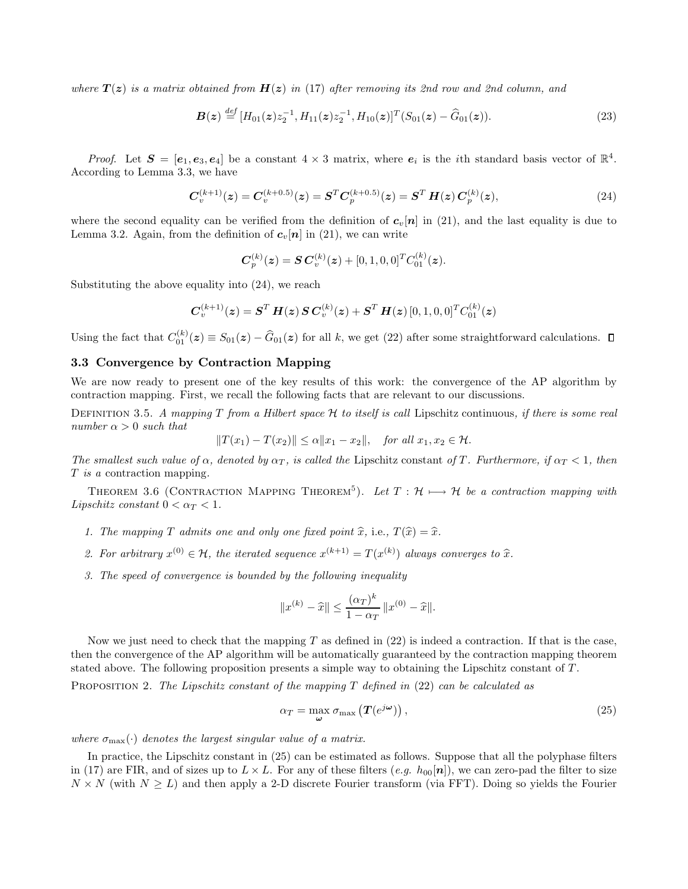*where $\boldsymbol{T}(\boldsymbol{z})$ is a matrix obtained from $\boldsymbol{H}(\boldsymbol{z})$ in (17) after removing its 2nd row and 2nd column, and*

$$\boldsymbol{B}(\boldsymbol{z}) \stackrel{def}{=} [H_{01}(\boldsymbol{z})z_2^{-1}, H_{11}(\boldsymbol{z})z_2^{-1}, H_{10}(\boldsymbol{z})]^T (S_{01}(\boldsymbol{z}) - \widehat{G}_{01}(\boldsymbol{z})). \tag{23}$$

*Proof.* Let $\boldsymbol{S} = [\boldsymbol{e}_1, \boldsymbol{e}_3, \boldsymbol{e}_4]$ be a constant $4 \times 3$ matrix, where $\boldsymbol{e}_i$ is the $i$th standard basis vector of $\mathbb{R}^4$. According to Lemma 3.3, we have

$$\boldsymbol{C}_v^{(k+1)}(\boldsymbol{z}) = \boldsymbol{C}_v^{(k+0.5)}(\boldsymbol{z}) = \boldsymbol{S}^T \boldsymbol{C}_p^{(k+0.5)}(\boldsymbol{z}) = \boldsymbol{S}^T \boldsymbol{H}(\boldsymbol{z})\, \boldsymbol{C}_p^{(k)}(\boldsymbol{z}), \tag{24}$$

where the second equality can be verified from the definition of $\boldsymbol{c}_v[\boldsymbol{n}]$ in (21), and the last equality is due to Lemma 3.2. Again, from the definition of $\boldsymbol{c}_v[\boldsymbol{n}]$ in (21), we can write

$$\boldsymbol{C}_p^{(k)}(\boldsymbol{z}) = \boldsymbol{S}\, \boldsymbol{C}_v^{(k)}(\boldsymbol{z}) + [0, 1, 0, 0]^T C_{01}^{(k)}(\boldsymbol{z}).$$

Substituting the above equality into (24), we reach

$$\boldsymbol{C}_v^{(k+1)}(\boldsymbol{z}) = \boldsymbol{S}^T \boldsymbol{H}(\boldsymbol{z})\, \boldsymbol{S}\, \boldsymbol{C}_v^{(k)}(\boldsymbol{z}) + \boldsymbol{S}^T \boldsymbol{H}(\boldsymbol{z})\, [0, 1, 0, 0]^T C_{01}^{(k)}(\boldsymbol{z})$$

Using the fact that $C_{01}^{(k)}(\boldsymbol{z}) \equiv S_{01}(\boldsymbol{z}) - \widehat{G}_{01}(\boldsymbol{z})$ for all $k$, we get (22) after some straightforward calculations. □

### 3.3 Convergence by Contraction Mapping

We are now ready to present one of the key results of this work: the convergence of the AP algorithm by contraction mapping. First, we recall the following facts that are relevant to our discussions.

Definition 3.5. *A mapping $T$ from a Hilbert space $\mathcal{H}$ to itself is call* Lipschitz continuous*, if there is some real number $\alpha > 0$ such that*

$$\|T(x_1) - T(x_2)\| \le \alpha \|x_1 - x_2\|, \quad \textit{for all } x_1, x_2 \in \mathcal{H}.$$

*The smallest such value of $\alpha$, denoted by $\alpha_T$, is called the* Lipschitz constant *of $T$. Furthermore, if $\alpha_T < 1$, then $T$ is a* contraction mapping.

Theorem 3.6 (Contraction Mapping Theorem[5]). *Let $T : \mathcal{H} \longmapsto \mathcal{H}$ be a contraction mapping with Lipschitz constant $0 < \alpha_T < 1$.*

1. *The mapping $T$ admits one and only one fixed point $\widehat{x}$, i.e., $T(\widehat{x}) = \widehat{x}$.*
2. *For arbitrary $x^{(0)} \in \mathcal{H}$, the iterated sequence $x^{(k+1)} = T(x^{(k)})$ always converges to $\widehat{x}$.*
3. *The speed of convergence is bounded by the following inequality*

$$\|x^{(k)} - \widehat{x}\| \le \frac{(\alpha_T)^k}{1 - \alpha_T} \|x^{(0)} - \widehat{x}\|.$$

Now we just need to check that the mapping $T$ as defined in (22) is indeed a contraction. If that is the case, then the convergence of the AP algorithm will be automatically guaranteed by the contraction mapping theorem stated above. The following proposition presents a simple way to obtaining the Lipschitz constant of $T$.

Proposition 2. *The Lipschitz constant of the mapping $T$ defined in (22) can be calculated as*

$$\alpha_T = \max_{\boldsymbol{\omega}} \sigma_{\max}\left(\boldsymbol{T}(e^{j\boldsymbol{\omega}})\right), \tag{25}$$

*where $\sigma_{\max}(\cdot)$ denotes the largest singular value of a matrix.*

In practice, the Lipschitz constant in (25) can be estimated as follows. Suppose that all the polyphase filters in (17) are FIR, and of sizes up to $L \times L$. For any of these filters (*e.g.* $h_{00}[\boldsymbol{n}]$), we can zero-pad the filter to size $N \times N$ (with $N \ge L$) and then apply a 2-D discrete Fourier transform (via FFT). Doing so yields the Fourier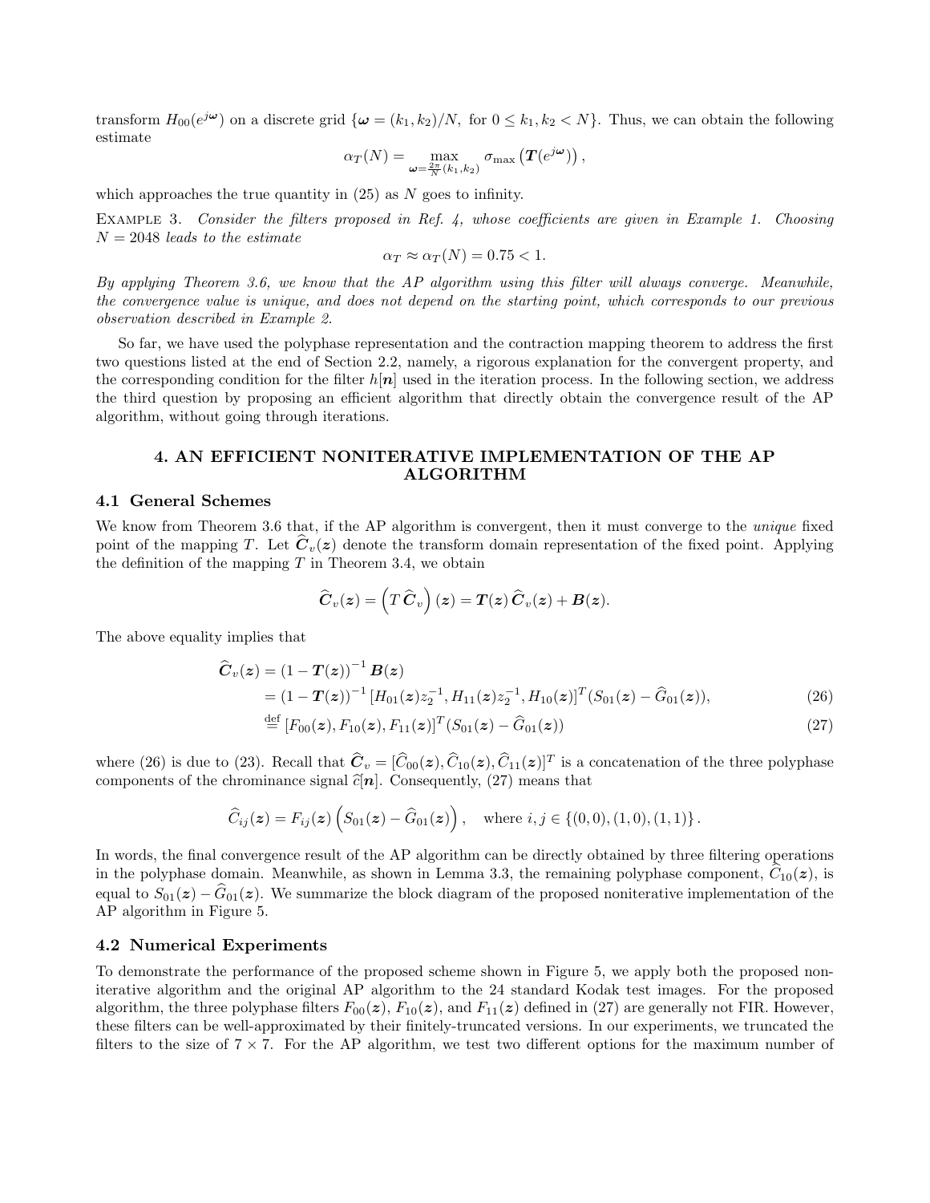transform $H_{00}(e^{j\boldsymbol{\omega}})$ on a discrete grid $\{\boldsymbol{\omega} = (k_1, k_2)/N, \text{ for } 0 \le k_1, k_2 < N\}$. Thus, we can obtain the following estimate

$$\alpha_T(N) = \max_{\boldsymbol{\omega}=\frac{2\pi}{N}(k_1,k_2)} \sigma_{\max}\left(\boldsymbol{T}(e^{j\boldsymbol{\omega}})\right),$$

which approaches the true quantity in (25) as $N$ goes to infinity.

Example 3. *Consider the filters proposed in Ref. 4, whose coefficients are given in Example 1. Choosing $N = 2048$ leads to the estimate*

$$\alpha_T \approx \alpha_T(N) = 0.75 < 1.$$

*By applying Theorem 3.6, we know that the AP algorithm using this filter will always converge. Meanwhile, the convergence value is unique, and does not depend on the starting point, which corresponds to our previous observation described in Example 2.*

So far, we have used the polyphase representation and the contraction mapping theorem to address the first two questions listed at the end of Section 2.2, namely, a rigorous explanation for the convergent property, and the corresponding condition for the filter $h[\boldsymbol{n}]$ used in the iteration process. In the following section, we address the third question by proposing an efficient algorithm that directly obtain the convergence result of the AP algorithm, without going through iterations.

## 4. AN EFFICIENT NONITERATIVE IMPLEMENTATION OF THE AP ALGORITHM

### 4.1 General Schemes

We know from Theorem 3.6 that, if the AP algorithm is convergent, then it must converge to the *unique* fixed point of the mapping $T$. Let $\widehat{\boldsymbol{C}}_v(\boldsymbol{z})$ denote the transform domain representation of the fixed point. Applying the definition of the mapping $T$ in Theorem 3.4, we obtain

$$\widehat{\boldsymbol{C}}_v(\boldsymbol{z}) = \left(T\,\widehat{\boldsymbol{C}}_v\right)(\boldsymbol{z}) = \boldsymbol{T}(\boldsymbol{z})\,\widehat{\boldsymbol{C}}_v(\boldsymbol{z}) + \boldsymbol{B}(\boldsymbol{z}).$$

The above equality implies that

$$\begin{aligned}
\widehat{\boldsymbol{C}}_v(\boldsymbol{z}) &= \left(1 - \boldsymbol{T}(\boldsymbol{z})\right)^{-1} \boldsymbol{B}(\boldsymbol{z}) \\
&= \left(1 - \boldsymbol{T}(\boldsymbol{z})\right)^{-1} [H_{01}(\boldsymbol{z}) z_2^{-1}, H_{11}(\boldsymbol{z}) z_2^{-1}, H_{10}(\boldsymbol{z})]^T (S_{01}(\boldsymbol{z}) - \widehat{G}_{01}(\boldsymbol{z})), \qquad (26)\\
&\stackrel{\text{def}}{=} [F_{00}(\boldsymbol{z}), F_{10}(\boldsymbol{z}), F_{11}(\boldsymbol{z})]^T (S_{01}(\boldsymbol{z}) - \widehat{G}_{01}(\boldsymbol{z})) \qquad (27)
\end{aligned}$$

where (26) is due to (23). Recall that $\widehat{\boldsymbol{C}}_v = [\widehat{C}_{00}(\boldsymbol{z}), \widehat{C}_{10}(\boldsymbol{z}), \widehat{C}_{11}(\boldsymbol{z})]^T$ is a concatenation of the three polyphase components of the chrominance signal $\widehat{c}[\boldsymbol{n}]$. Consequently, (27) means that

$$\widehat{C}_{ij}(\boldsymbol{z}) = F_{ij}(\boldsymbol{z})\left(S_{01}(\boldsymbol{z}) - \widehat{G}_{01}(\boldsymbol{z})\right), \quad \text{where } i,j \in \{(0,0),(1,0),(1,1)\}.$$

In words, the final convergence result of the AP algorithm can be directly obtained by three filtering operations in the polyphase domain. Meanwhile, as shown in Lemma 3.3, the remaining polyphase component, $\widehat{C}_{10}(\boldsymbol{z})$, is equal to $S_{01}(\boldsymbol{z}) - \widehat{G}_{01}(\boldsymbol{z})$. We summarize the block diagram of the proposed noniterative implementation of the AP algorithm in Figure 5.

### 4.2 Numerical Experiments

To demonstrate the performance of the proposed scheme shown in Figure 5, we apply both the proposed noniterative algorithm and the original AP algorithm to the 24 standard Kodak test images. For the proposed algorithm, the three polyphase filters $F_{00}(\boldsymbol{z})$, $F_{10}(\boldsymbol{z})$, and $F_{11}(\boldsymbol{z})$ defined in (27) are generally not FIR. However, these filters can be well-approximated by their finitely-truncated versions. In our experiments, we truncated the filters to the size of $7 \times 7$. For the AP algorithm, we test two different options for the maximum number of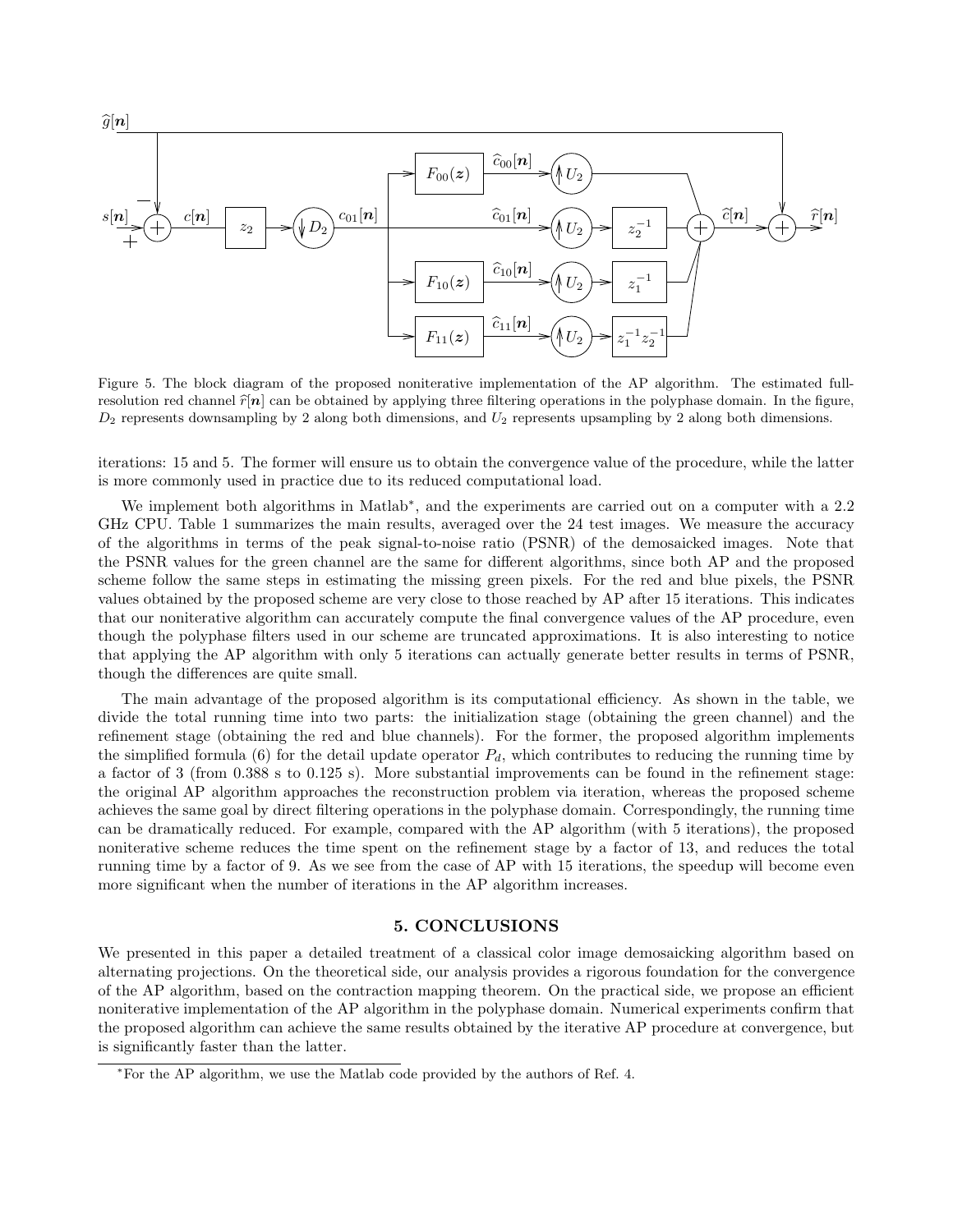Figure 5. The block diagram of the proposed noniterative implementation of the AP algorithm. The estimated full-resolution red channel $\widehat{r}[\boldsymbol{n}]$ can be obtained by applying three filtering operations in the polyphase domain. In the figure, $D_2$ represents downsampling by 2 along both dimensions, and $U_2$ represents upsampling by 2 along both dimensions.

iterations: 15 and 5. The former will ensure us to obtain the convergence value of the procedure, while the latter is more commonly used in practice due to its reduced computational load.

We implement both algorithms in Matlab*, and the experiments are carried out on a computer with a 2.2 GHz CPU. Table 1 summarizes the main results, averaged over the 24 test images. We measure the accuracy of the algorithms in terms of the peak signal-to-noise ratio (PSNR) of the demosaicked images. Note that the PSNR values for the green channel are the same for different algorithms, since both AP and the proposed scheme follow the same steps in estimating the missing green pixels. For the red and blue pixels, the PSNR values obtained by the proposed scheme are very close to those reached by AP after 15 iterations. This indicates that our noniterative algorithm can accurately compute the final convergence values of the AP procedure, even though the polyphase filters used in our scheme are truncated approximations. It is also interesting to notice that applying the AP algorithm with only 5 iterations can actually generate better results in terms of PSNR, though the differences are quite small.

The main advantage of the proposed algorithm is its computational efficiency. As shown in the table, we divide the total running time into two parts: the initialization stage (obtaining the green channel) and the refinement stage (obtaining the red and blue channels). For the former, the proposed algorithm implements the simplified formula (6) for the detail update operator $P_d$, which contributes to reducing the running time by a factor of 3 (from 0.388 s to 0.125 s). More substantial improvements can be found in the refinement stage: the original AP algorithm approaches the reconstruction problem via iteration, whereas the proposed scheme achieves the same goal by direct filtering operations in the polyphase domain. Correspondingly, the running time can be dramatically reduced. For example, compared with the AP algorithm (with 5 iterations), the proposed noniterative scheme reduces the time spent on the refinement stage by a factor of 13, and reduces the total running time by a factor of 9. As we see from the case of AP with 15 iterations, the speedup will become even more significant when the number of iterations in the AP algorithm increases.

## 5. CONCLUSIONS

We presented in this paper a detailed treatment of a classical color image demosaicking algorithm based on alternating projections. On the theoretical side, our analysis provides a rigorous foundation for the convergence of the AP algorithm, based on the contraction mapping theorem. On the practical side, we propose an efficient noniterative implementation of the AP algorithm in the polyphase domain. Numerical experiments confirm that the proposed algorithm can achieve the same results obtained by the iterative AP procedure at convergence, but is significantly faster than the latter.

*For the AP algorithm, we use the Matlab code provided by the authors of Ref. 4.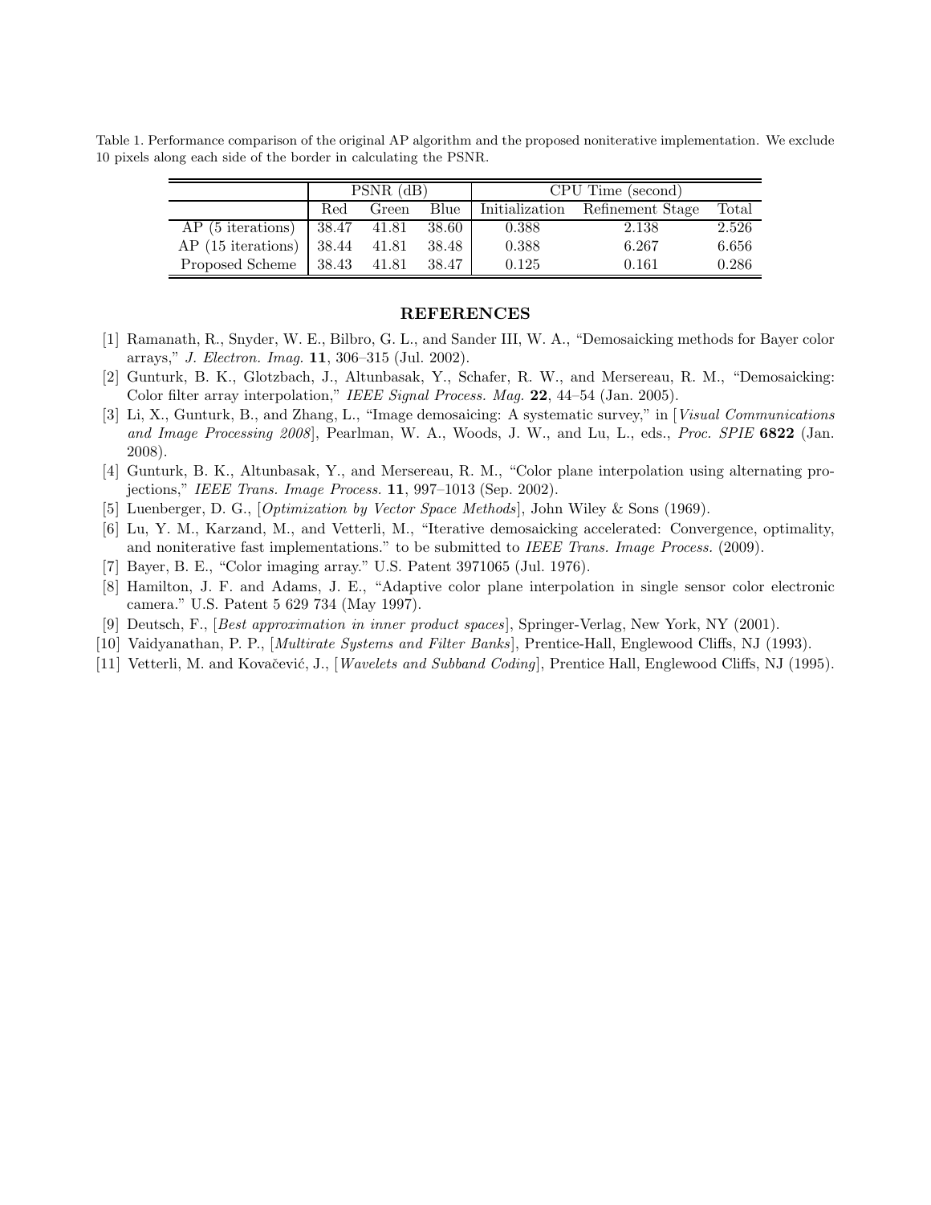Table 1. Performance comparison of the original AP algorithm and the proposed noniterative implementation. We exclude 10 pixels along each side of the border in calculating the PSNR.

| | PSNR (dB) | | | CPU Time (second) | | |
|---|---|---|---|---|---|---|
| | Red | Green | Blue | Initialization | Refinement Stage | Total |
| AP (5 iterations) | 38.47 | 41.81 | 38.60 | 0.388 | 2.138 | 2.526 |
| AP (15 iterations) | 38.44 | 41.81 | 38.48 | 0.388 | 6.267 | 6.656 |
| Proposed Scheme | 38.43 | 41.81 | 38.47 | 0.125 | 0.161 | 0.286 |

## REFERENCES

[1] Ramanath, R., Snyder, W. E., Bilbro, G. L., and Sander III, W. A., "Demosaicking methods for Bayer color arrays," *J. Electron. Imag.* **11**, 306–315 (Jul. 2002).

[2] Gunturk, B. K., Glotzbach, J., Altunbasak, Y., Schafer, R. W., and Mersereau, R. M., "Demosaicking: Color filter array interpolation," *IEEE Signal Process. Mag.* **22**, 44–54 (Jan. 2005).

[3] Li, X., Gunturk, B., and Zhang, L., "Image demosaicing: A systematic survey," in [*Visual Communications and Image Processing 2008*], Pearlman, W. A., Woods, J. W., and Lu, L., eds., *Proc. SPIE* **6822** (Jan. 2008).

[4] Gunturk, B. K., Altunbasak, Y., and Mersereau, R. M., "Color plane interpolation using alternating projections," *IEEE Trans. Image Process.* **11**, 997–1013 (Sep. 2002).

[5] Luenberger, D. G., [*Optimization by Vector Space Methods*], John Wiley & Sons (1969).

[6] Lu, Y. M., Karzand, M., and Vetterli, M., "Iterative demosaicking accelerated: Convergence, optimality, and noniterative fast implementations." to be submitted to *IEEE Trans. Image Process.* (2009).

[7] Bayer, B. E., "Color imaging array." U.S. Patent 3971065 (Jul. 1976).

[8] Hamilton, J. F. and Adams, J. E., "Adaptive color plane interpolation in single sensor color electronic camera." U.S. Patent 5 629 734 (May 1997).

[9] Deutsch, F., [*Best approximation in inner product spaces*], Springer-Verlag, New York, NY (2001).

[10] Vaidyanathan, P. P., [*Multirate Systems and Filter Banks*], Prentice-Hall, Englewood Cliffs, NJ (1993).

[11] Vetterli, M. and Kovačević, J., [*Wavelets and Subband Coding*], Prentice Hall, Englewood Cliffs, NJ (1995).